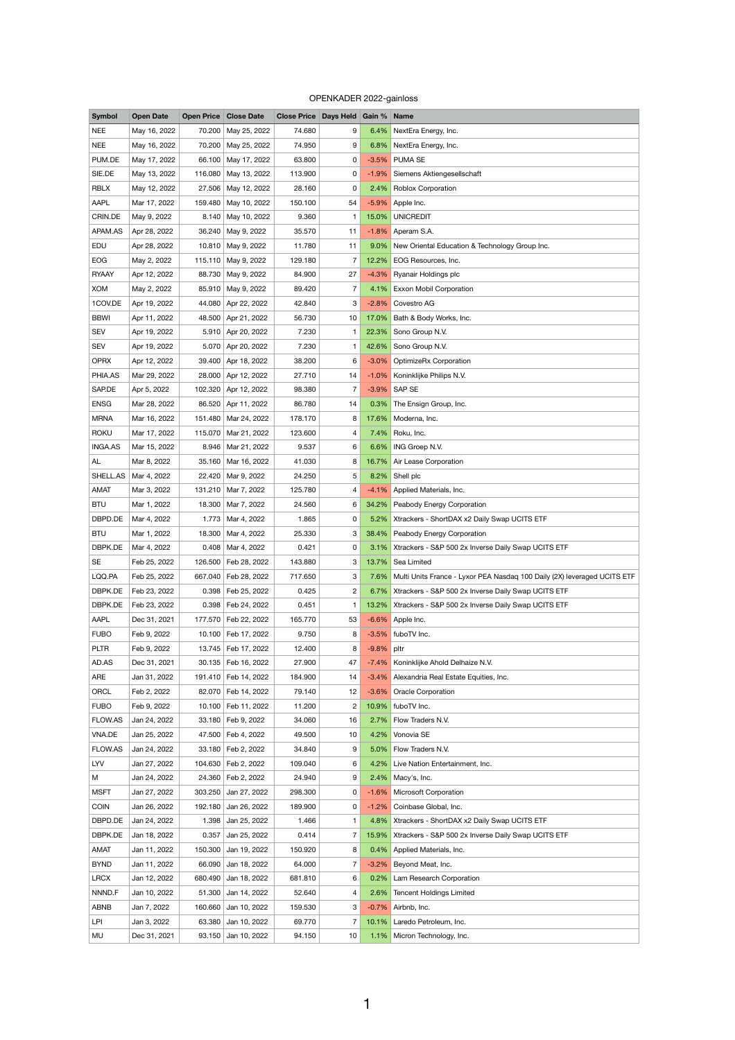# OPENKADER 2022-gainloss

| Symbol | Open Date | Open Price | Close Date | Close Price | Days Held | Gain % | Name |
|---|---|---|---|---|---|---|---|
| NEE | May 16, 2022 | 70.200 | May 25, 2022 | 74.680 | 9 | 6.4% | NextEra Energy, Inc. |
| NEE | May 16, 2022 | 70.200 | May 25, 2022 | 74.950 | 9 | 6.8% | NextEra Energy, Inc. |
| PUM.DE | May 17, 2022 | 66.100 | May 17, 2022 | 63.800 | 0 | -3.5% | PUMA SE |
| SIE.DE | May 13, 2022 | 116.080 | May 13, 2022 | 113.900 | 0 | -1.9% | Siemens Aktiengesellschaft |
| RBLX | May 12, 2022 | 27.506 | May 12, 2022 | 28.160 | 0 | 2.4% | Roblox Corporation |
| AAPL | Mar 17, 2022 | 159.480 | May 10, 2022 | 150.100 | 54 | -5.9% | Apple Inc. |
| CRIN.DE | May 9, 2022 | 8.140 | May 10, 2022 | 9.360 | 1 | 15.0% | UNICREDIT |
| APAM.AS | Apr 28, 2022 | 36.240 | May 9, 2022 | 35.570 | 11 | -1.8% | Aperam S.A. |
| EDU | Apr 28, 2022 | 10.810 | May 9, 2022 | 11.780 | 11 | 9.0% | New Oriental Education & Technology Group Inc. |
| EOG | May 2, 2022 | 115.110 | May 9, 2022 | 129.180 | 7 | 12.2% | EOG Resources, Inc. |
| RYAAY | Apr 12, 2022 | 88.730 | May 9, 2022 | 84.900 | 27 | -4.3% | Ryanair Holdings plc |
| XOM | May 2, 2022 | 85.910 | May 9, 2022 | 89.420 | 7 | 4.1% | Exxon Mobil Corporation |
| 1COV.DE | Apr 19, 2022 | 44.080 | Apr 22, 2022 | 42.840 | 3 | -2.8% | Covestro AG |
| BBWI | Apr 11, 2022 | 48.500 | Apr 21, 2022 | 56.730 | 10 | 17.0% | Bath & Body Works, Inc. |
| SEV | Apr 19, 2022 | 5.910 | Apr 20, 2022 | 7.230 | 1 | 22.3% | Sono Group N.V. |
| SEV | Apr 19, 2022 | 5.070 | Apr 20, 2022 | 7.230 | 1 | 42.6% | Sono Group N.V. |
| OPRX | Apr 12, 2022 | 39.400 | Apr 18, 2022 | 38.200 | 6 | -3.0% | OptimizeRx Corporation |
| PHIA.AS | Mar 29, 2022 | 28.000 | Apr 12, 2022 | 27.710 | 14 | -1.0% | Koninklijke Philips N.V. |
| SAP.DE | Apr 5, 2022 | 102.320 | Apr 12, 2022 | 98.380 | 7 | -3.9% | SAP SE |
| ENSG | Mar 28, 2022 | 86.520 | Apr 11, 2022 | 86.780 | 14 | 0.3% | The Ensign Group, Inc. |
| MRNA | Mar 16, 2022 | 151.480 | Mar 24, 2022 | 178.170 | 8 | 17.6% | Moderna, Inc. |
| ROKU | Mar 17, 2022 | 115.070 | Mar 21, 2022 | 123.600 | 4 | 7.4% | Roku, Inc. |
| INGA.AS | Mar 15, 2022 | 8.946 | Mar 21, 2022 | 9.537 | 6 | 6.6% | ING Groep N.V. |
| AL | Mar 8, 2022 | 35.160 | Mar 16, 2022 | 41.030 | 8 | 16.7% | Air Lease Corporation |
| SHELL.AS | Mar 4, 2022 | 22.420 | Mar 9, 2022 | 24.250 | 5 | 8.2% | Shell plc |
| AMAT | Mar 3, 2022 | 131.210 | Mar 7, 2022 | 125.780 | 4 | -4.1% | Applied Materials, Inc. |
| BTU | Mar 1, 2022 | 18.300 | Mar 7, 2022 | 24.560 | 6 | 34.2% | Peabody Energy Corporation |
| DBPD.DE | Mar 4, 2022 | 1.773 | Mar 4, 2022 | 1.865 | 0 | 5.2% | Xtrackers - ShortDAX x2 Daily Swap UCITS ETF |
| BTU | Mar 1, 2022 | 18.300 | Mar 4, 2022 | 25.330 | 3 | 38.4% | Peabody Energy Corporation |
| DBPK.DE | Mar 4, 2022 | 0.408 | Mar 4, 2022 | 0.421 | 0 | 3.1% | Xtrackers - S&P 500 2x Inverse Daily Swap UCITS ETF |
| SE | Feb 25, 2022 | 126.500 | Feb 28, 2022 | 143.880 | 3 | 13.7% | Sea Limited |
| LQQ.PA | Feb 25, 2022 | 667.040 | Feb 28, 2022 | 717.650 | 3 | 7.6% | Multi Units France - Lyxor PEA Nasdaq 100 Daily (2X) leveraged UCITS ETF |
| DBPK.DE | Feb 23, 2022 | 0.398 | Feb 25, 2022 | 0.425 | 2 | 6.7% | Xtrackers - S&P 500 2x Inverse Daily Swap UCITS ETF |
| DBPK.DE | Feb 23, 2022 | 0.398 | Feb 24, 2022 | 0.451 | 1 | 13.2% | Xtrackers - S&P 500 2x Inverse Daily Swap UCITS ETF |
| AAPL | Dec 31, 2021 | 177.570 | Feb 22, 2022 | 165.770 | 53 | -6.6% | Apple Inc. |
| FUBO | Feb 9, 2022 | 10.100 | Feb 17, 2022 | 9.750 | 8 | -3.5% | fuboTV Inc. |
| PLTR | Feb 9, 2022 | 13.745 | Feb 17, 2022 | 12.400 | 8 | -9.8% | pltr |
| AD.AS | Dec 31, 2021 | 30.135 | Feb 16, 2022 | 27.900 | 47 | -7.4% | Koninklijke Ahold Delhaize N.V. |
| ARE | Jan 31, 2022 | 191.410 | Feb 14, 2022 | 184.900 | 14 | -3.4% | Alexandria Real Estate Equities, Inc. |
| ORCL | Feb 2, 2022 | 82.070 | Feb 14, 2022 | 79.140 | 12 | -3.6% | Oracle Corporation |
| FUBO | Feb 9, 2022 | 10.100 | Feb 11, 2022 | 11.200 | 2 | 10.9% | fuboTV Inc. |
| FLOW.AS | Jan 24, 2022 | 33.180 | Feb 9, 2022 | 34.060 | 16 | 2.7% | Flow Traders N.V. |
| VNA.DE | Jan 25, 2022 | 47.500 | Feb 4, 2022 | 49.500 | 10 | 4.2% | Vonovia SE |
| FLOW.AS | Jan 24, 2022 | 33.180 | Feb 2, 2022 | 34.840 | 9 | 5.0% | Flow Traders N.V. |
| LYV | Jan 27, 2022 | 104.630 | Feb 2, 2022 | 109.040 | 6 | 4.2% | Live Nation Entertainment, Inc. |
| M | Jan 24, 2022 | 24.360 | Feb 2, 2022 | 24.940 | 9 | 2.4% | Macy's, Inc. |
| MSFT | Jan 27, 2022 | 303.250 | Jan 27, 2022 | 298.300 | 0 | -1.6% | Microsoft Corporation |
| COIN | Jan 26, 2022 | 192.180 | Jan 26, 2022 | 189.900 | 0 | -1.2% | Coinbase Global, Inc. |
| DBPD.DE | Jan 24, 2022 | 1.398 | Jan 25, 2022 | 1.466 | 1 | 4.8% | Xtrackers - ShortDAX x2 Daily Swap UCITS ETF |
| DBPK.DE | Jan 18, 2022 | 0.357 | Jan 25, 2022 | 0.414 | 7 | 15.9% | Xtrackers - S&P 500 2x Inverse Daily Swap UCITS ETF |
| AMAT | Jan 11, 2022 | 150.300 | Jan 19, 2022 | 150.920 | 8 | 0.4% | Applied Materials, Inc. |
| BYND | Jan 11, 2022 | 66.090 | Jan 18, 2022 | 64.000 | 7 | -3.2% | Beyond Meat, Inc. |
| LRCX | Jan 12, 2022 | 680.490 | Jan 18, 2022 | 681.810 | 6 | 0.2% | Lam Research Corporation |
| NNND.F | Jan 10, 2022 | 51.300 | Jan 14, 2022 | 52.640 | 4 | 2.6% | Tencent Holdings Limited |
| ABNB | Jan 7, 2022 | 160.660 | Jan 10, 2022 | 159.530 | 3 | -0.7% | Airbnb, Inc. |
| LPI | Jan 3, 2022 | 63.380 | Jan 10, 2022 | 69.770 | 7 | 10.1% | Laredo Petroleum, Inc. |
| MU | Dec 31, 2021 | 93.150 | Jan 10, 2022 | 94.150 | 10 | 1.1% | Micron Technology, Inc. |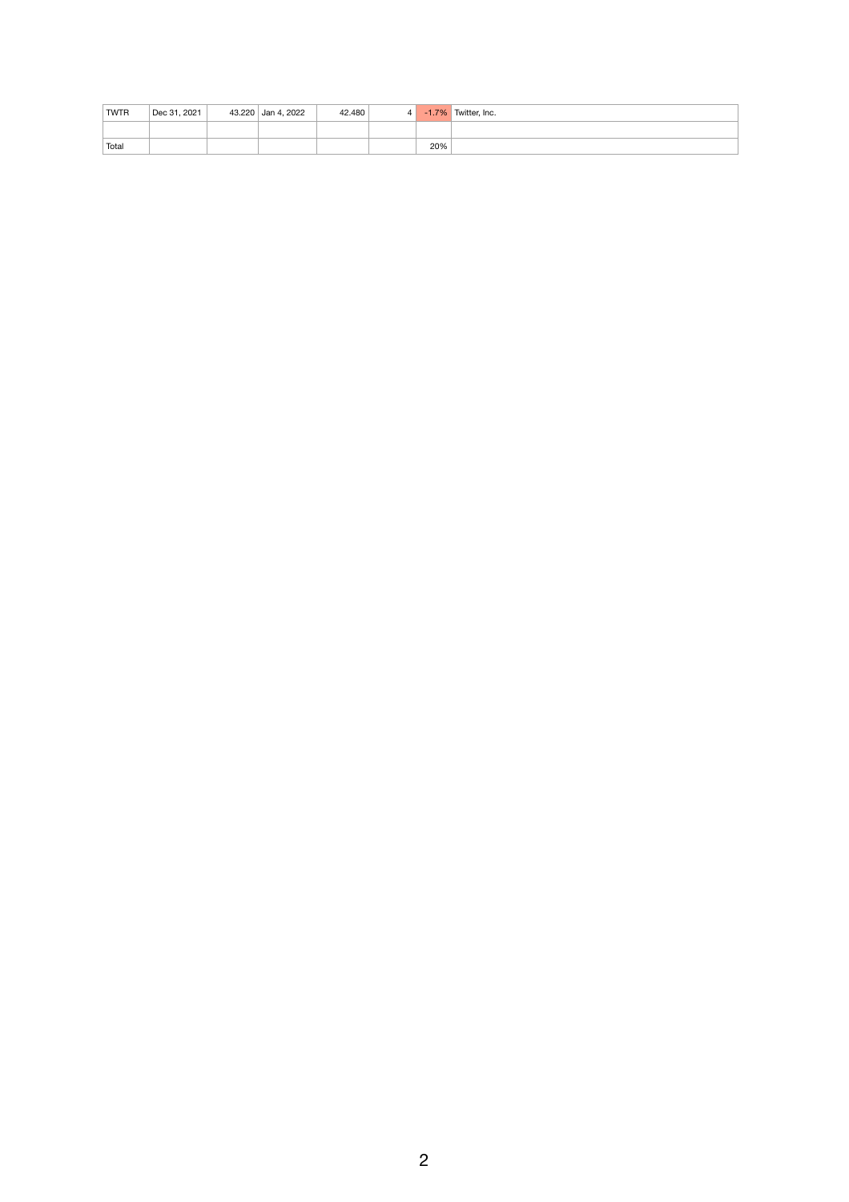| | | | | | | | |
|---|---|---|---|---|---|---|---|
| TWTR | Dec 31, 2021 | 43.220 | Jan 4, 2022 | 42.480 | 4 | -1.7% | Twitter, Inc. |
| | | | | | | | |
| Total | | | | | | 20% | |